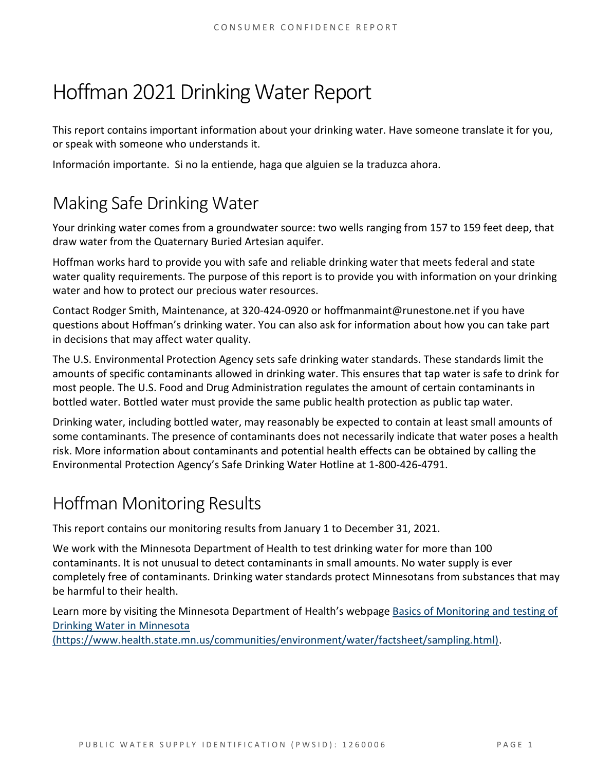# Hoffman 2021 Drinking Water Report

This report contains important information about your drinking water. Have someone translate it for you, or speak with someone who understands it.

Información importante. Si no la entiende, haga que alguien se la traduzca ahora.

## Making Safe Drinking Water

Your drinking water comes from a groundwater source: two wells ranging from 157 to 159 feet deep, that draw water from the Quaternary Buried Artesian aquifer.

Hoffman works hard to provide you with safe and reliable drinking water that meets federal and state water quality requirements. The purpose of this report is to provide you with information on your drinking water and how to protect our precious water resources.

Contact Rodger Smith, Maintenance, at 320-424-0920 or hoffmanmaint@runestone.net if you have questions about Hoffman's drinking water. You can also ask for information about how you can take part in decisions that may affect water quality.

The U.S. Environmental Protection Agency sets safe drinking water standards. These standards limit the amounts of specific contaminants allowed in drinking water. This ensures that tap water is safe to drink for most people. The U.S. Food and Drug Administration regulates the amount of certain contaminants in bottled water. Bottled water must provide the same public health protection as public tap water.

Drinking water, including bottled water, may reasonably be expected to contain at least small amounts of some contaminants. The presence of contaminants does not necessarily indicate that water poses a health risk. More information about contaminants and potential health effects can be obtained by calling the Environmental Protection Agency's Safe Drinking Water Hotline at 1-800-426-4791.

## Hoffman Monitoring Results

This report contains our monitoring results from January 1 to December 31, 2021.

We work with the Minnesota Department of Health to test drinking water for more than 100 contaminants. It is not unusual to detect contaminants in small amounts. No water supply is ever completely free of contaminants. Drinking water standards protect Minnesotans from substances that may be harmful to their health.

Learn more by visiting the Minnesota Department of Health's webpage [Basics of Monitoring and testing of Drinking Water in Minnesota (https://www.health.state.mn.us/communities/environment/water/factsheet/sampling.html)](https://www.health.state.mn.us/communities/environment/water/factsheet/sampling.html).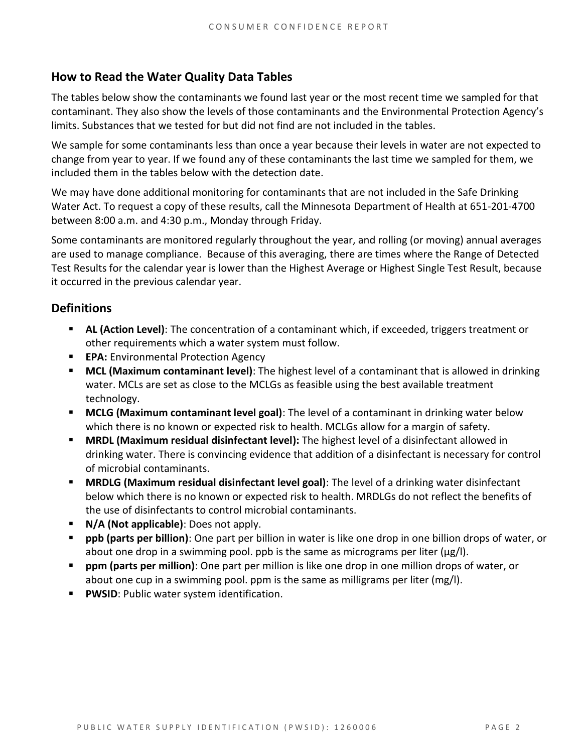## How to Read the Water Quality Data Tables

The tables below show the contaminants we found last year or the most recent time we sampled for that contaminant. They also show the levels of those contaminants and the Environmental Protection Agency's limits. Substances that we tested for but did not find are not included in the tables.

We sample for some contaminants less than once a year because their levels in water are not expected to change from year to year. If we found any of these contaminants the last time we sampled for them, we included them in the tables below with the detection date.

We may have done additional monitoring for contaminants that are not included in the Safe Drinking Water Act. To request a copy of these results, call the Minnesota Department of Health at 651-201-4700 between 8:00 a.m. and 4:30 p.m., Monday through Friday.

Some contaminants are monitored regularly throughout the year, and rolling (or moving) annual averages are used to manage compliance. Because of this averaging, there are times where the Range of Detected Test Results for the calendar year is lower than the Highest Average or Highest Single Test Result, because it occurred in the previous calendar year.

## Definitions

- **AL (Action Level)**: The concentration of a contaminant which, if exceeded, triggers treatment or other requirements which a water system must follow.
- **EPA:** Environmental Protection Agency
- **MCL (Maximum contaminant level)**: The highest level of a contaminant that is allowed in drinking water. MCLs are set as close to the MCLGs as feasible using the best available treatment technology.
- **MCLG (Maximum contaminant level goal)**: The level of a contaminant in drinking water below which there is no known or expected risk to health. MCLGs allow for a margin of safety.
- **MRDL (Maximum residual disinfectant level):** The highest level of a disinfectant allowed in drinking water. There is convincing evidence that addition of a disinfectant is necessary for control of microbial contaminants.
- **MRDLG (Maximum residual disinfectant level goal)**: The level of a drinking water disinfectant below which there is no known or expected risk to health. MRDLGs do not reflect the benefits of the use of disinfectants to control microbial contaminants.
- **N/A (Not applicable)**: Does not apply.
- **ppb (parts per billion)**: One part per billion in water is like one drop in one billion drops of water, or about one drop in a swimming pool. ppb is the same as micrograms per liter (μg/l).
- **ppm (parts per million)**: One part per million is like one drop in one million drops of water, or about one cup in a swimming pool. ppm is the same as milligrams per liter (mg/l).
- **PWSID**: Public water system identification.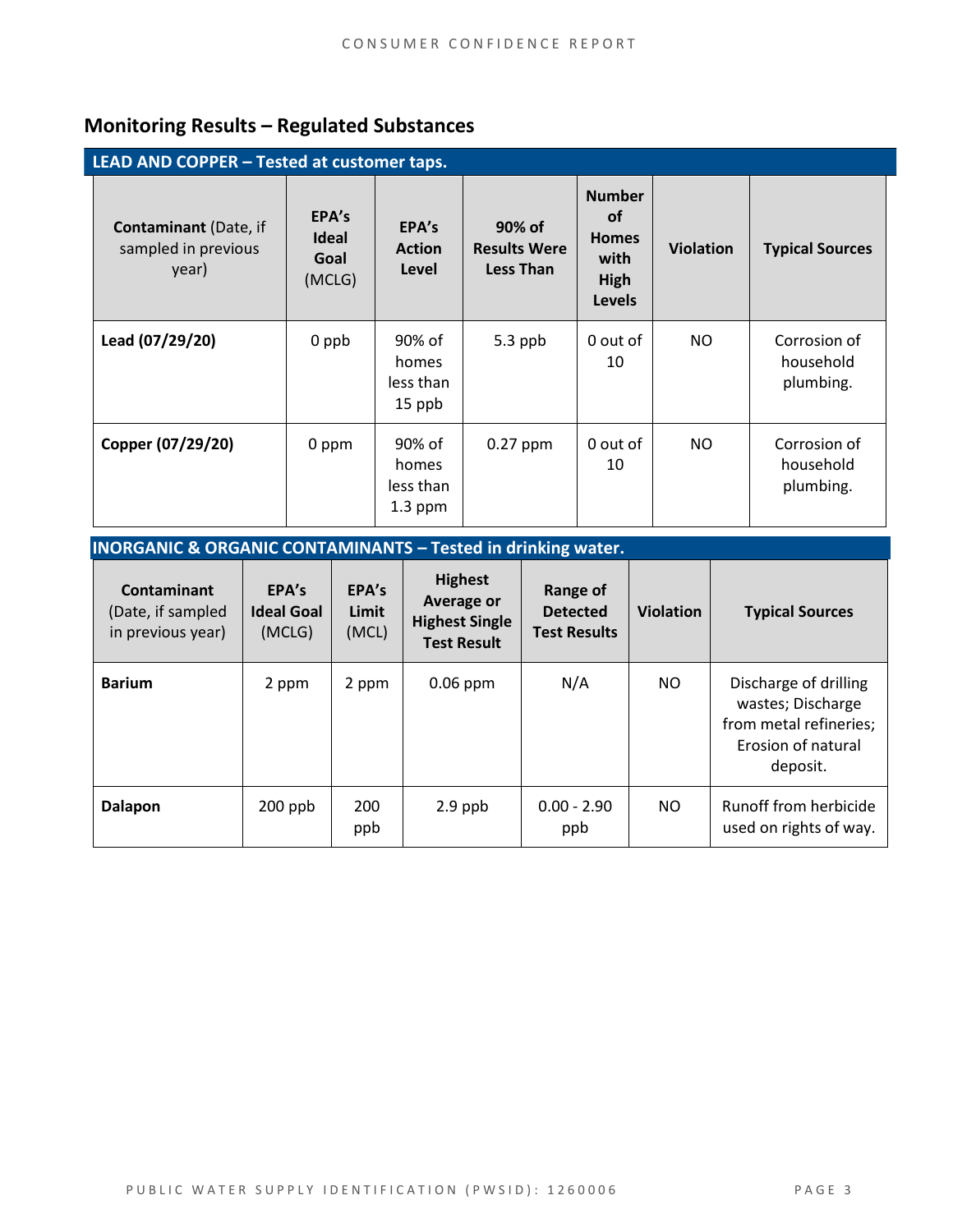## Monitoring Results – Regulated Substances

**LEAD AND COPPER – Tested at customer taps.**

| **Contaminant** (Date, if sampled in previous year) | **EPA's Ideal Goal** (MCLG) | **EPA's Action Level** | **90% of Results Were Less Than** | **Number of Homes with High Levels** | **Violation** | **Typical Sources** |
|---|---|---|---|---|---|---|
| **Lead (07/29/20)** | 0 ppb | 90% of homes less than 15 ppb | 5.3 ppb | 0 out of 10 | NO | Corrosion of household plumbing. |
| **Copper (07/29/20)** | 0 ppm | 90% of homes less than 1.3 ppm | 0.27 ppm | 0 out of 10 | NO | Corrosion of household plumbing. |

**INORGANIC & ORGANIC CONTAMINANTS – Tested in drinking water.**

| **Contaminant** (Date, if sampled in previous year) | **EPA's Ideal Goal** (MCLG) | **EPA's Limit** (MCL) | **Highest Average or Highest Single Test Result** | **Range of Detected Test Results** | **Violation** | **Typical Sources** |
|---|---|---|---|---|---|---|
| **Barium** | 2 ppm | 2 ppm | 0.06 ppm | N/A | NO | Discharge of drilling wastes; Discharge from metal refineries; Erosion of natural deposit. |
| **Dalapon** | 200 ppb | 200 ppb | 2.9 ppb | 0.00 - 2.90 ppb | NO | Runoff from herbicide used on rights of way. |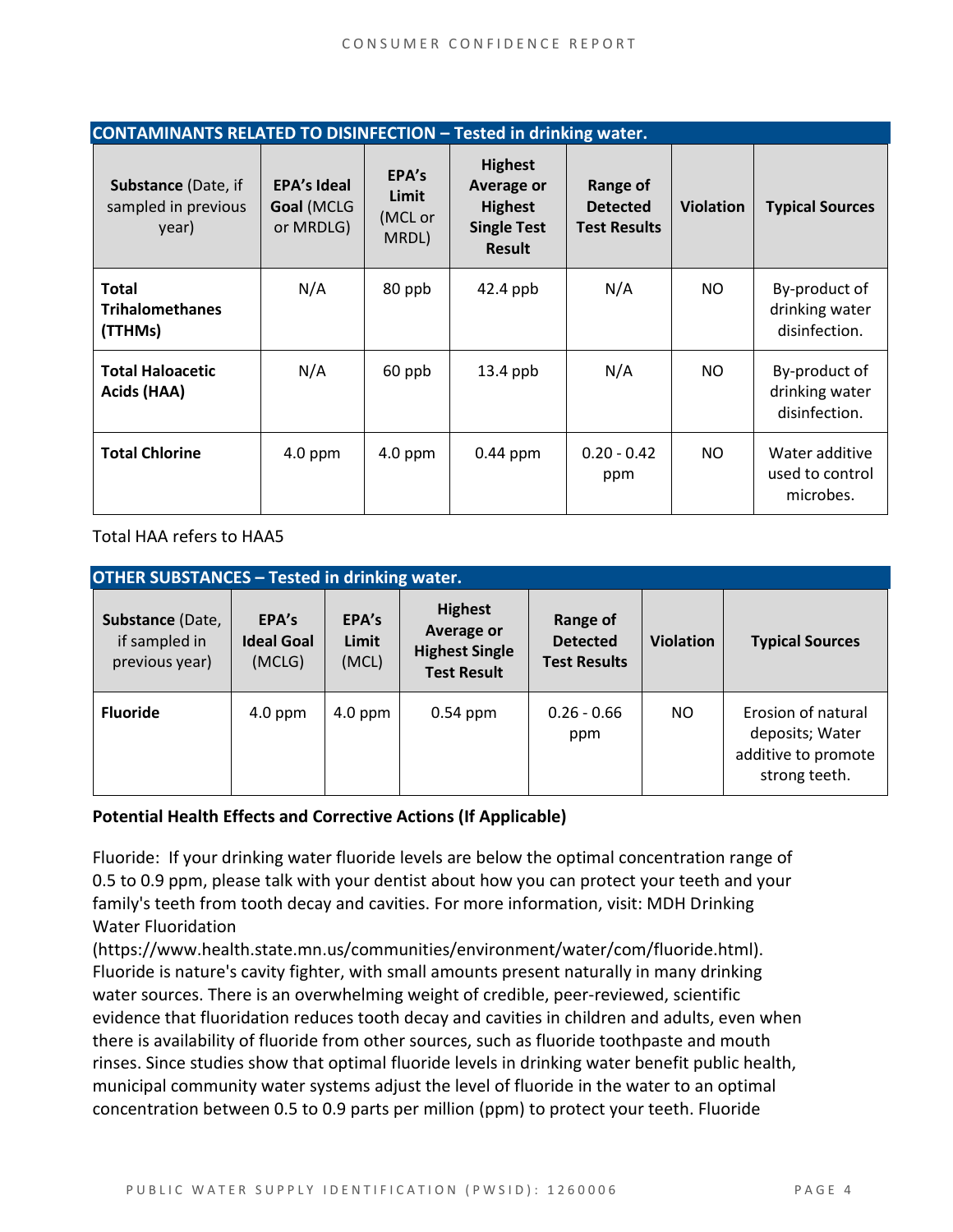| CONTAMINANTS RELATED TO DISINFECTION – Tested in drinking water. | | | | | | |
|---|---|---|---|---|---|---|
| **Substance** (Date, if sampled in previous year) | **EPA's Ideal Goal** (MCLG or MRDLG) | **EPA's Limit** (MCL or MRDL) | **Highest Average or Highest Single Test Result** | **Range of Detected Test Results** | **Violation** | **Typical Sources** |
| **Total Trihalomethanes (TTHMs)** | N/A | 80 ppb | 42.4 ppb | N/A | NO | By-product of drinking water disinfection. |
| **Total Haloacetic Acids (HAA)** | N/A | 60 ppb | 13.4 ppb | N/A | NO | By-product of drinking water disinfection. |
| **Total Chlorine** | 4.0 ppm | 4.0 ppm | 0.44 ppm | 0.20 - 0.42 ppm | NO | Water additive used to control microbes. |

Total HAA refers to HAA5

| OTHER SUBSTANCES – Tested in drinking water. | | | | | | |
|---|---|---|---|---|---|---|
| **Substance** (Date, if sampled in previous year) | **EPA's Ideal Goal** (MCLG) | **EPA's Limit** (MCL) | **Highest Average or Highest Single Test Result** | **Range of Detected Test Results** | **Violation** | **Typical Sources** |
| **Fluoride** | 4.0 ppm | 4.0 ppm | 0.54 ppm | 0.26 - 0.66 ppm | NO | Erosion of natural deposits; Water additive to promote strong teeth. |

**Potential Health Effects and Corrective Actions (If Applicable)**

Fluoride: If your drinking water fluoride levels are below the optimal concentration range of 0.5 to 0.9 ppm, please talk with your dentist about how you can protect your teeth and your family's teeth from tooth decay and cavities. For more information, visit: MDH Drinking Water Fluoridation (https://www.health.state.mn.us/communities/environment/water/com/fluoride.html). Fluoride is nature's cavity fighter, with small amounts present naturally in many drinking water sources. There is an overwhelming weight of credible, peer-reviewed, scientific evidence that fluoridation reduces tooth decay and cavities in children and adults, even when there is availability of fluoride from other sources, such as fluoride toothpaste and mouth rinses. Since studies show that optimal fluoride levels in drinking water benefit public health, municipal community water systems adjust the level of fluoride in the water to an optimal concentration between 0.5 to 0.9 parts per million (ppm) to protect your teeth. Fluoride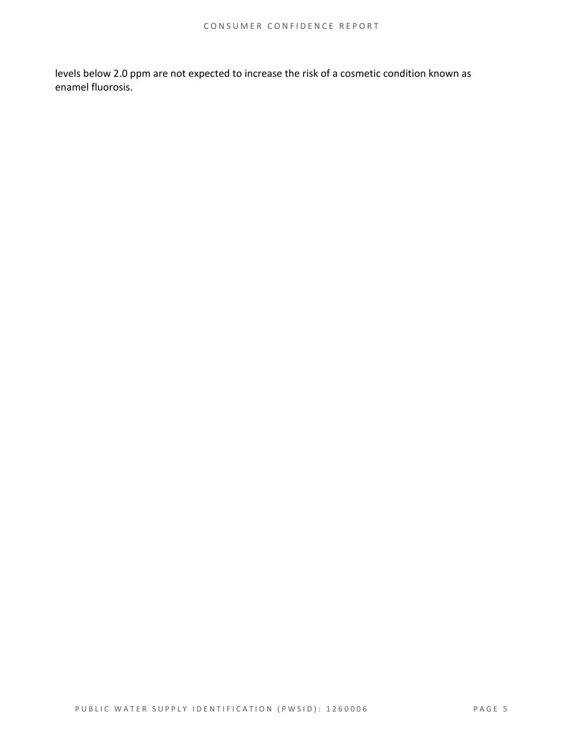levels below 2.0 ppm are not expected to increase the risk of a cosmetic condition known as enamel fluorosis.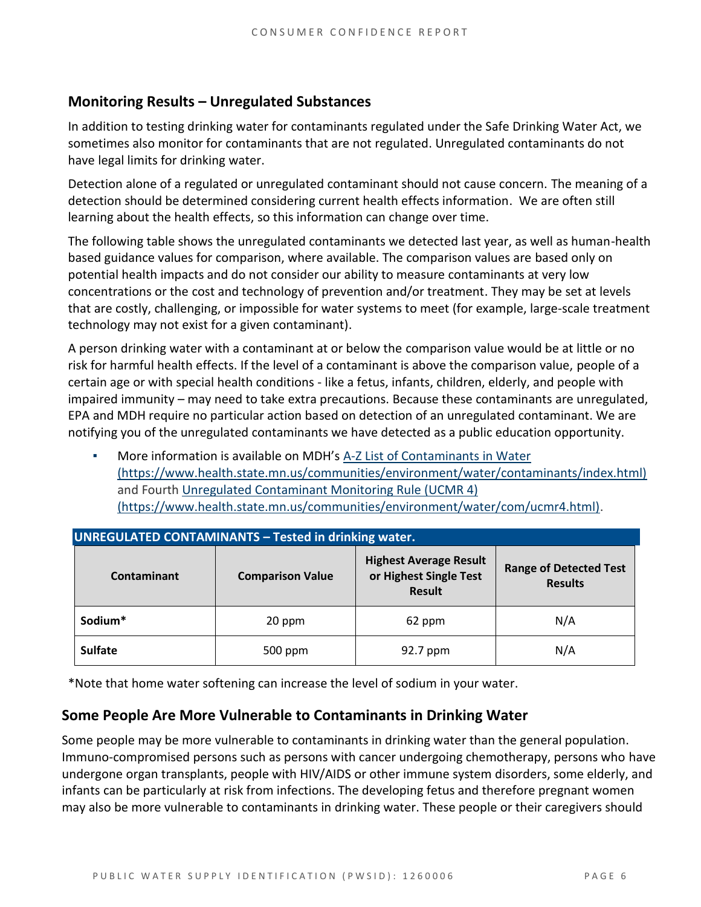## Monitoring Results – Unregulated Substances

In addition to testing drinking water for contaminants regulated under the Safe Drinking Water Act, we sometimes also monitor for contaminants that are not regulated. Unregulated contaminants do not have legal limits for drinking water.

Detection alone of a regulated or unregulated contaminant should not cause concern. The meaning of a detection should be determined considering current health effects information. We are often still learning about the health effects, so this information can change over time.

The following table shows the unregulated contaminants we detected last year, as well as human-health based guidance values for comparison, where available. The comparison values are based only on potential health impacts and do not consider our ability to measure contaminants at very low concentrations or the cost and technology of prevention and/or treatment. They may be set at levels that are costly, challenging, or impossible for water systems to meet (for example, large-scale treatment technology may not exist for a given contaminant).

A person drinking water with a contaminant at or below the comparison value would be at little or no risk for harmful health effects. If the level of a contaminant is above the comparison value, people of a certain age or with special health conditions - like a fetus, infants, children, elderly, and people with impaired immunity – may need to take extra precautions. Because these contaminants are unregulated, EPA and MDH require no particular action based on detection of an unregulated contaminant. We are notifying you of the unregulated contaminants we have detected as a public education opportunity.

- More information is available on MDH's A-Z List of Contaminants in Water (https://www.health.state.mn.us/communities/environment/water/contaminants/index.html) and Fourth Unregulated Contaminant Monitoring Rule (UCMR 4) (https://www.health.state.mn.us/communities/environment/water/com/ucmr4.html).

**UNREGULATED CONTAMINANTS – Tested in drinking water.**

| Contaminant | Comparison Value | Highest Average Result or Highest Single Test Result | Range of Detected Test Results |
|---|---|---|---|
| **Sodium*** | 20 ppm | 62 ppm | N/A |
| **Sulfate** | 500 ppm | 92.7 ppm | N/A |

*Note that home water softening can increase the level of sodium in your water.

## Some People Are More Vulnerable to Contaminants in Drinking Water

Some people may be more vulnerable to contaminants in drinking water than the general population. Immuno-compromised persons such as persons with cancer undergoing chemotherapy, persons who have undergone organ transplants, people with HIV/AIDS or other immune system disorders, some elderly, and infants can be particularly at risk from infections. The developing fetus and therefore pregnant women may also be more vulnerable to contaminants in drinking water. These people or their caregivers should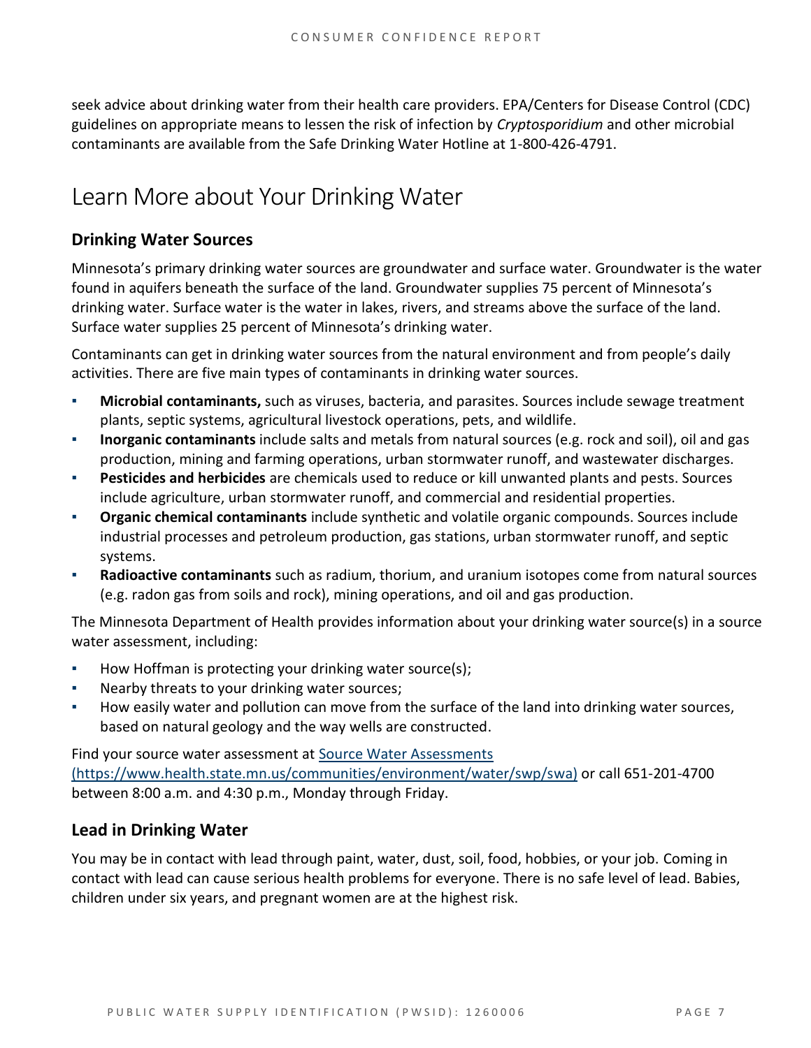seek advice about drinking water from their health care providers. EPA/Centers for Disease Control (CDC) guidelines on appropriate means to lessen the risk of infection by *Cryptosporidium* and other microbial contaminants are available from the Safe Drinking Water Hotline at 1-800-426-4791.

# Learn More about Your Drinking Water

## Drinking Water Sources

Minnesota's primary drinking water sources are groundwater and surface water. Groundwater is the water found in aquifers beneath the surface of the land. Groundwater supplies 75 percent of Minnesota's drinking water. Surface water is the water in lakes, rivers, and streams above the surface of the land. Surface water supplies 25 percent of Minnesota's drinking water.

Contaminants can get in drinking water sources from the natural environment and from people's daily activities. There are five main types of contaminants in drinking water sources.

- **Microbial contaminants,** such as viruses, bacteria, and parasites. Sources include sewage treatment plants, septic systems, agricultural livestock operations, pets, and wildlife.
- **Inorganic contaminants** include salts and metals from natural sources (e.g. rock and soil), oil and gas production, mining and farming operations, urban stormwater runoff, and wastewater discharges.
- **Pesticides and herbicides** are chemicals used to reduce or kill unwanted plants and pests. Sources include agriculture, urban stormwater runoff, and commercial and residential properties.
- **Organic chemical contaminants** include synthetic and volatile organic compounds. Sources include industrial processes and petroleum production, gas stations, urban stormwater runoff, and septic systems.
- **Radioactive contaminants** such as radium, thorium, and uranium isotopes come from natural sources (e.g. radon gas from soils and rock), mining operations, and oil and gas production.

The Minnesota Department of Health provides information about your drinking water source(s) in a source water assessment, including:

- How Hoffman is protecting your drinking water source(s);
- Nearby threats to your drinking water sources;
- How easily water and pollution can move from the surface of the land into drinking water sources, based on natural geology and the way wells are constructed.

Find your source water assessment at [Source Water Assessments (https://www.health.state.mn.us/communities/environment/water/swp/swa)](https://www.health.state.mn.us/communities/environment/water/swp/swa) or call 651-201-4700 between 8:00 a.m. and 4:30 p.m., Monday through Friday.

## Lead in Drinking Water

You may be in contact with lead through paint, water, dust, soil, food, hobbies, or your job. Coming in contact with lead can cause serious health problems for everyone. There is no safe level of lead. Babies, children under six years, and pregnant women are at the highest risk.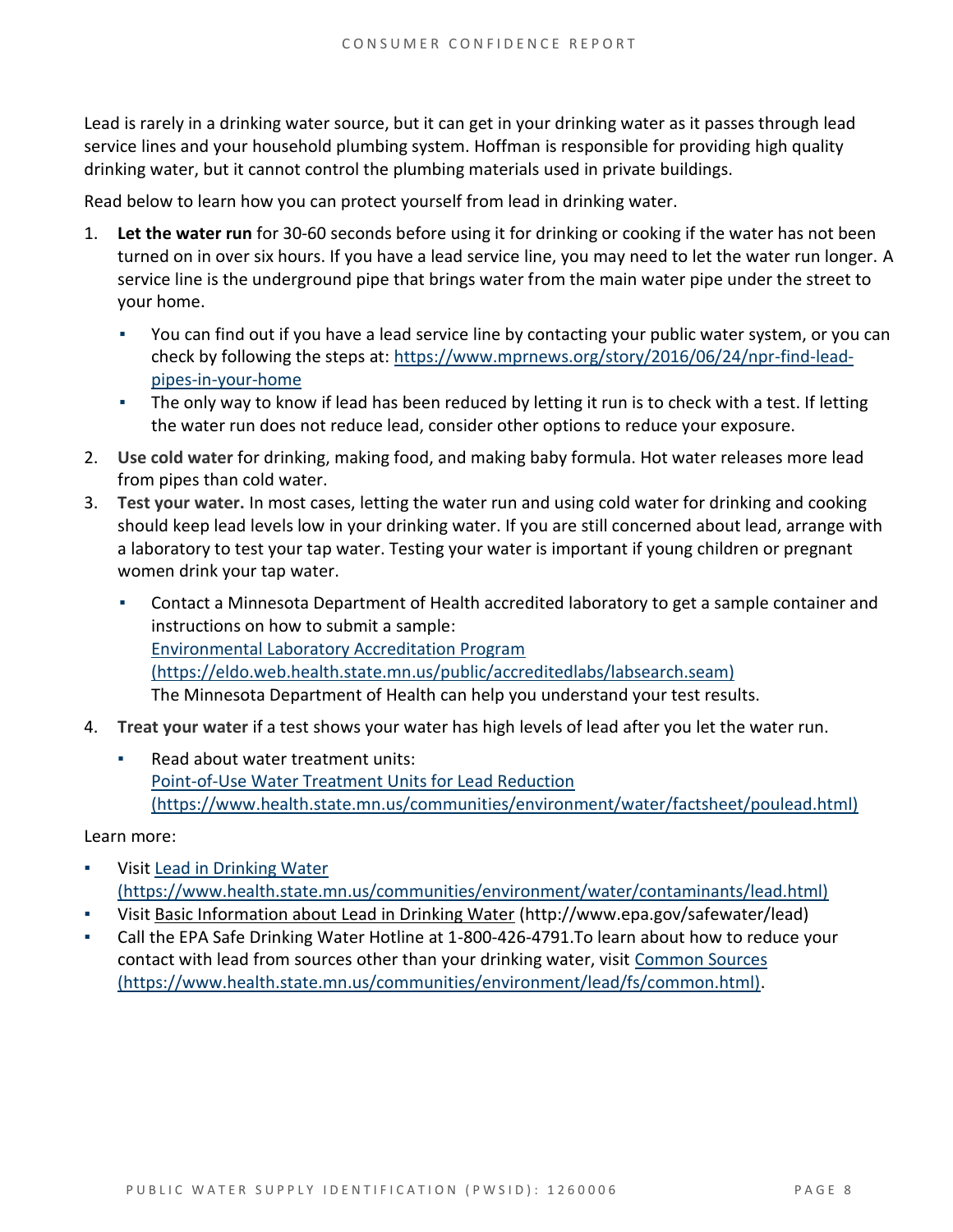Lead is rarely in a drinking water source, but it can get in your drinking water as it passes through lead service lines and your household plumbing system. Hoffman is responsible for providing high quality drinking water, but it cannot control the plumbing materials used in private buildings.

Read below to learn how you can protect yourself from lead in drinking water.

1. **Let the water run** for 30-60 seconds before using it for drinking or cooking if the water has not been turned on in over six hours. If you have a lead service line, you may need to let the water run longer. A service line is the underground pipe that brings water from the main water pipe under the street to your home.
   - You can find out if you have a lead service line by contacting your public water system, or you can check by following the steps at: [https://www.mprnews.org/story/2016/06/24/npr-find-lead-pipes-in-your-home](https://www.mprnews.org/story/2016/06/24/npr-find-lead-pipes-in-your-home)
   - The only way to know if lead has been reduced by letting it run is to check with a test. If letting the water run does not reduce lead, consider other options to reduce your exposure.
2. **Use cold water** for drinking, making food, and making baby formula. Hot water releases more lead from pipes than cold water.
3. **Test your water.** In most cases, letting the water run and using cold water for drinking and cooking should keep lead levels low in your drinking water. If you are still concerned about lead, arrange with a laboratory to test your tap water. Testing your water is important if young children or pregnant women drink your tap water.
   - Contact a Minnesota Department of Health accredited laboratory to get a sample container and instructions on how to submit a sample:
     [Environmental Laboratory Accreditation Program (https://eldo.web.health.state.mn.us/public/accreditedlabs/labsearch.seam)](https://eldo.web.health.state.mn.us/public/accreditedlabs/labsearch.seam)
     The Minnesota Department of Health can help you understand your test results.
4. **Treat your water** if a test shows your water has high levels of lead after you let the water run.
   - Read about water treatment units:
     [Point-of-Use Water Treatment Units for Lead Reduction (https://www.health.state.mn.us/communities/environment/water/factsheet/poulead.html)](https://www.health.state.mn.us/communities/environment/water/factsheet/poulead.html)

Learn more:

- Visit [Lead in Drinking Water (https://www.health.state.mn.us/communities/environment/water/contaminants/lead.html)](https://www.health.state.mn.us/communities/environment/water/contaminants/lead.html)
- Visit Basic Information about Lead in Drinking Water (http://www.epa.gov/safewater/lead)
- Call the EPA Safe Drinking Water Hotline at 1-800-426-4791.To learn about how to reduce your contact with lead from sources other than your drinking water, visit [Common Sources (https://www.health.state.mn.us/communities/environment/lead/fs/common.html)](https://www.health.state.mn.us/communities/environment/lead/fs/common.html).